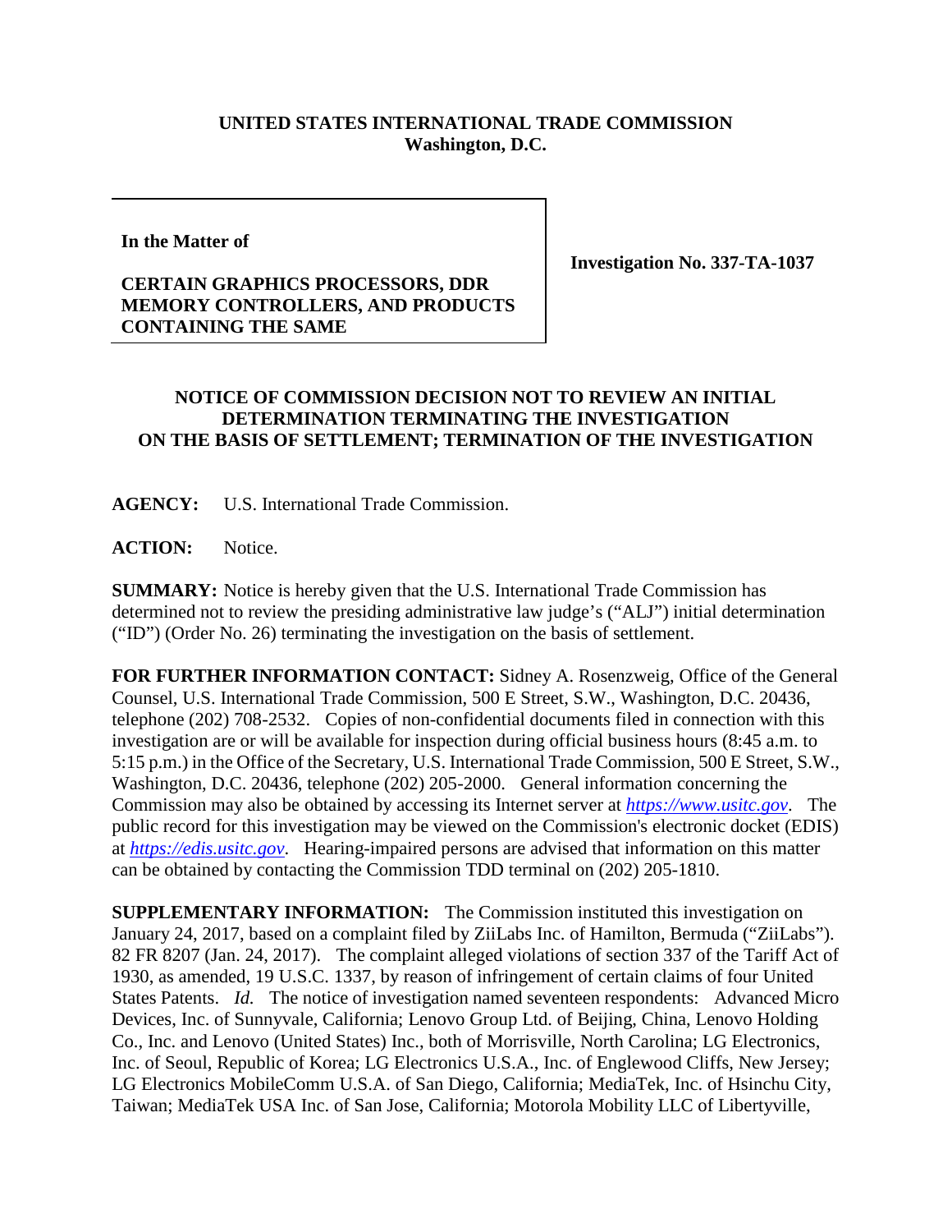**UNITED STATES INTERNATIONAL TRADE COMMISSION**
**Washington, D.C.**

| | |
|---|---|
| **In the Matter of**<br><br>**CERTAIN GRAPHICS PROCESSORS, DDR MEMORY CONTROLLERS, AND PRODUCTS CONTAINING THE SAME** | **Investigation No. 337-TA-1037** |

**NOTICE OF COMMISSION DECISION NOT TO REVIEW AN INITIAL DETERMINATION TERMINATING THE INVESTIGATION ON THE BASIS OF SETTLEMENT; TERMINATION OF THE INVESTIGATION**

**AGENCY:** U.S. International Trade Commission.

**ACTION:** Notice.

**SUMMARY:** Notice is hereby given that the U.S. International Trade Commission has determined not to review the presiding administrative law judge's ("ALJ") initial determination ("ID") (Order No. 26) terminating the investigation on the basis of settlement.

**FOR FURTHER INFORMATION CONTACT:** Sidney A. Rosenzweig, Office of the General Counsel, U.S. International Trade Commission, 500 E Street, S.W., Washington, D.C. 20436, telephone (202) 708-2532. Copies of non-confidential documents filed in connection with this investigation are or will be available for inspection during official business hours (8:45 a.m. to 5:15 p.m.) in the Office of the Secretary, U.S. International Trade Commission, 500 E Street, S.W., Washington, D.C. 20436, telephone (202) 205-2000. General information concerning the Commission may also be obtained by accessing its Internet server at *https://www.usitc.gov*. The public record for this investigation may be viewed on the Commission's electronic docket (EDIS) at *https://edis.usitc.gov*. Hearing-impaired persons are advised that information on this matter can be obtained by contacting the Commission TDD terminal on (202) 205-1810.

**SUPPLEMENTARY INFORMATION:** The Commission instituted this investigation on January 24, 2017, based on a complaint filed by ZiiLabs Inc. of Hamilton, Bermuda ("ZiiLabs"). 82 FR 8207 (Jan. 24, 2017). The complaint alleged violations of section 337 of the Tariff Act of 1930, as amended, 19 U.S.C. 1337, by reason of infringement of certain claims of four United States Patents. *Id.* The notice of investigation named seventeen respondents: Advanced Micro Devices, Inc. of Sunnyvale, California; Lenovo Group Ltd. of Beijing, China, Lenovo Holding Co., Inc. and Lenovo (United States) Inc., both of Morrisville, North Carolina; LG Electronics, Inc. of Seoul, Republic of Korea; LG Electronics U.S.A., Inc. of Englewood Cliffs, New Jersey; LG Electronics MobileComm U.S.A. of San Diego, California; MediaTek, Inc. of Hsinchu City, Taiwan; MediaTek USA Inc. of San Jose, California; Motorola Mobility LLC of Libertyville,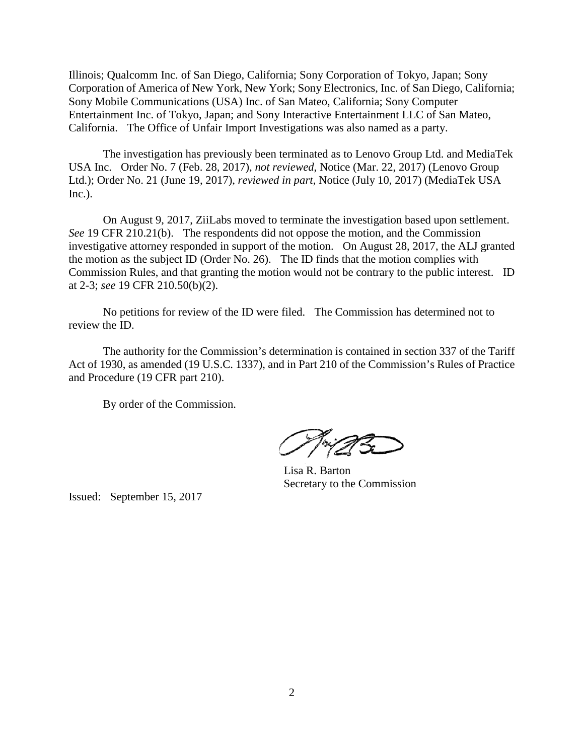Illinois; Qualcomm Inc. of San Diego, California; Sony Corporation of Tokyo, Japan; Sony Corporation of America of New York, New York; Sony Electronics, Inc. of San Diego, California; Sony Mobile Communications (USA) Inc. of San Mateo, California; Sony Computer Entertainment Inc. of Tokyo, Japan; and Sony Interactive Entertainment LLC of San Mateo, California. The Office of Unfair Import Investigations was also named as a party.

The investigation has previously been terminated as to Lenovo Group Ltd. and MediaTek USA Inc. Order No. 7 (Feb. 28, 2017), *not reviewed*, Notice (Mar. 22, 2017) (Lenovo Group Ltd.); Order No. 21 (June 19, 2017), *reviewed in part*, Notice (July 10, 2017) (MediaTek USA Inc.).

On August 9, 2017, ZiiLabs moved to terminate the investigation based upon settlement. *See* 19 CFR 210.21(b). The respondents did not oppose the motion, and the Commission investigative attorney responded in support of the motion. On August 28, 2017, the ALJ granted the motion as the subject ID (Order No. 26). The ID finds that the motion complies with Commission Rules, and that granting the motion would not be contrary to the public interest. ID at 2-3; *see* 19 CFR 210.50(b)(2).

No petitions for review of the ID were filed. The Commission has determined not to review the ID.

The authority for the Commission's determination is contained in section 337 of the Tariff Act of 1930, as amended (19 U.S.C. 1337), and in Part 210 of the Commission's Rules of Practice and Procedure (19 CFR part 210).

By order of the Commission.

Lisa R. Barton
Secretary to the Commission

Issued: September 15, 2017